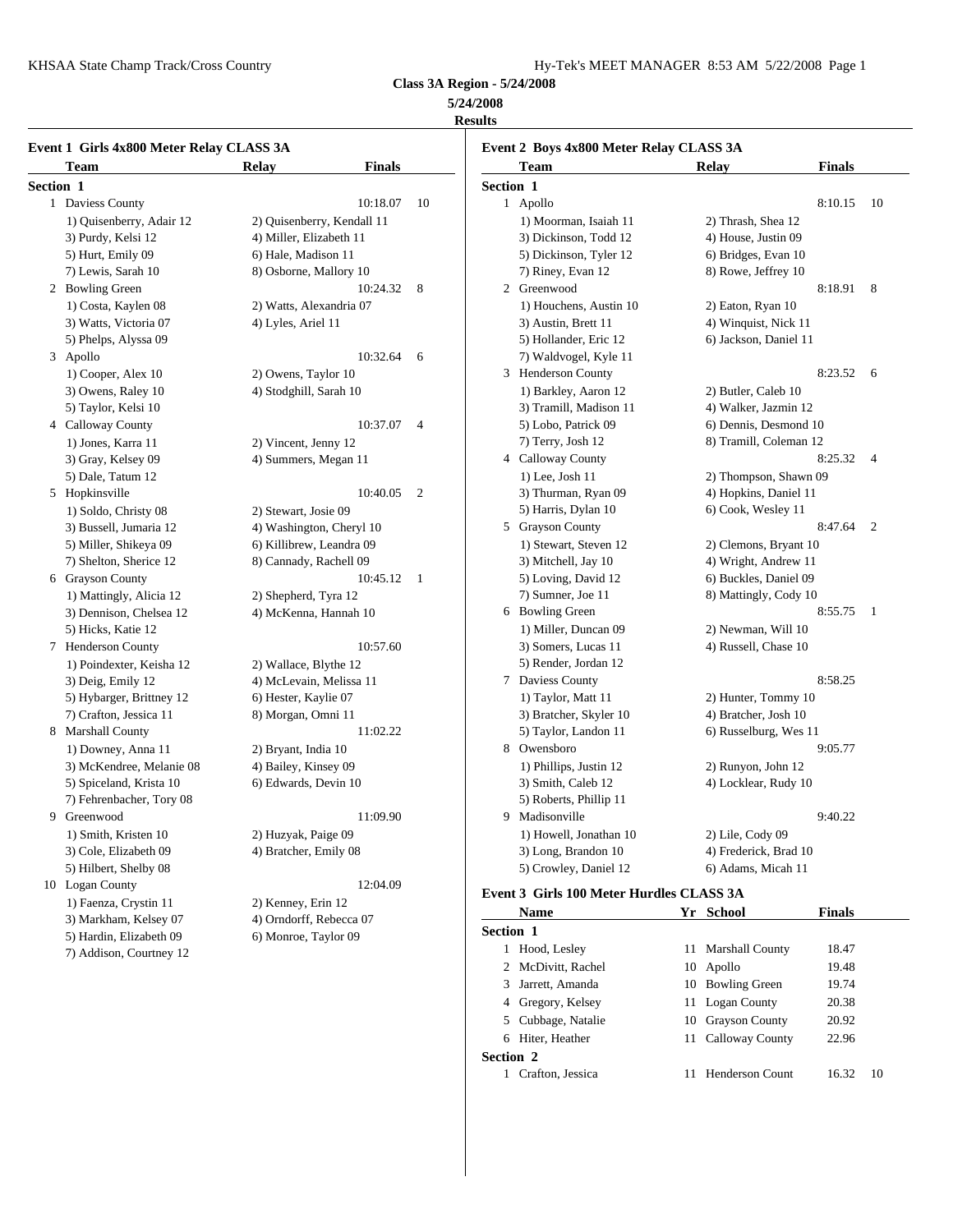**Class 3A Region - 5/24/2008**

**5/24/2008**

**Results**

### Event 1 Girls 4x800 Meter Relay CLASS 3A

| | Team | Relay | Finals | |
|---|---|---|---|---|
| **Section 1** | | | | |
| 1 | Daviess County | | 10:18.07 | 10 |
| | 1) Quisenberry, Adair 12 | 2) Quisenberry, Kendall 11 | | |
| | 3) Purdy, Kelsi 12 | 4) Miller, Elizabeth 11 | | |
| | 5) Hurt, Emily 09 | 6) Hale, Madison 11 | | |
| | 7) Lewis, Sarah 10 | 8) Osborne, Mallory 10 | | |
| 2 | Bowling Green | | 10:24.32 | 8 |
| | 1) Costa, Kaylen 08 | 2) Watts, Alexandria 07 | | |
| | 3) Watts, Victoria 07 | 4) Lyles, Ariel 11 | | |
| | 5) Phelps, Alyssa 09 | | | |
| 3 | Apollo | | 10:32.64 | 6 |
| | 1) Cooper, Alex 10 | 2) Owens, Taylor 10 | | |
| | 3) Owens, Raley 10 | 4) Stodghill, Sarah 10 | | |
| | 5) Taylor, Kelsi 10 | | | |
| 4 | Calloway County | | 10:37.07 | 4 |
| | 1) Jones, Karra 11 | 2) Vincent, Jenny 12 | | |
| | 3) Gray, Kelsey 09 | 4) Summers, Megan 11 | | |
| | 5) Dale, Tatum 12 | | | |
| 5 | Hopkinsville | | 10:40.05 | 2 |
| | 1) Soldo, Christy 08 | 2) Stewart, Josie 09 | | |
| | 3) Bussell, Jumaria 12 | 4) Washington, Cheryl 10 | | |
| | 5) Miller, Shikeya 09 | 6) Killibrew, Leandra 09 | | |
| | 7) Shelton, Sherice 12 | 8) Cannady, Rachell 09 | | |
| 6 | Grayson County | | 10:45.12 | 1 |
| | 1) Mattingly, Alicia 12 | 2) Shepherd, Tyra 12 | | |
| | 3) Dennison, Chelsea 12 | 4) McKenna, Hannah 10 | | |
| | 5) Hicks, Katie 12 | | | |
| 7 | Henderson County | | 10:57.60 | |
| | 1) Poindexter, Keisha 12 | 2) Wallace, Blythe 12 | | |
| | 3) Deig, Emily 12 | 4) McLevain, Melissa 11 | | |
| | 5) Hybarger, Brittney 12 | 6) Hester, Kaylie 07 | | |
| | 7) Crafton, Jessica 11 | 8) Morgan, Omni 11 | | |
| 8 | Marshall County | | 11:02.22 | |
| | 1) Downey, Anna 11 | 2) Bryant, India 10 | | |
| | 3) McKendree, Melanie 08 | 4) Bailey, Kinsey 09 | | |
| | 5) Spiceland, Krista 10 | 6) Edwards, Devin 10 | | |
| | 7) Fehrenbacher, Tory 08 | | | |
| 9 | Greenwood | | 11:09.90 | |
| | 1) Smith, Kristen 10 | 2) Huzyak, Paige 09 | | |
| | 3) Cole, Elizabeth 09 | 4) Bratcher, Emily 08 | | |
| | 5) Hilbert, Shelby 08 | | | |
| 10 | Logan County | | 12:04.09 | |
| | 1) Faenza, Crystin 11 | 2) Kenney, Erin 12 | | |
| | 3) Markham, Kelsey 07 | 4) Orndorff, Rebecca 07 | | |
| | 5) Hardin, Elizabeth 09 | 6) Monroe, Taylor 09 | | |
| | 7) Addison, Courtney 12 | | | |

### Event 2 Boys 4x800 Meter Relay CLASS 3A

| | Team | Relay | Finals | |
|---|---|---|---|---|
| **Section 1** | | | | |
| 1 | Apollo | | 8:10.15 | 10 |
| | 1) Moorman, Isaiah 11 | 2) Thrash, Shea 12 | | |
| | 3) Dickinson, Todd 12 | 4) House, Justin 09 | | |
| | 5) Dickinson, Tyler 12 | 6) Bridges, Evan 10 | | |
| | 7) Riney, Evan 12 | 8) Rowe, Jeffrey 10 | | |
| 2 | Greenwood | | 8:18.91 | 8 |
| | 1) Houchens, Austin 10 | 2) Eaton, Ryan 10 | | |
| | 3) Austin, Brett 11 | 4) Winquist, Nick 11 | | |
| | 5) Hollander, Eric 12 | 6) Jackson, Daniel 11 | | |
| | 7) Waldvogel, Kyle 11 | | | |
| 3 | Henderson County | | 8:23.52 | 6 |
| | 1) Barkley, Aaron 12 | 2) Butler, Caleb 10 | | |
| | 3) Tramill, Madison 11 | 4) Walker, Jazmin 12 | | |
| | 5) Lobo, Patrick 09 | 6) Dennis, Desmond 10 | | |
| | 7) Terry, Josh 12 | 8) Tramill, Coleman 12 | | |
| 4 | Calloway County | | 8:25.32 | 4 |
| | 1) Lee, Josh 11 | 2) Thompson, Shawn 09 | | |
| | 3) Thurman, Ryan 09 | 4) Hopkins, Daniel 11 | | |
| | 5) Harris, Dylan 10 | 6) Cook, Wesley 11 | | |
| 5 | Grayson County | | 8:47.64 | 2 |
| | 1) Stewart, Steven 12 | 2) Clemons, Bryant 10 | | |
| | 3) Mitchell, Jay 10 | 4) Wright, Andrew 11 | | |
| | 5) Loving, David 12 | 6) Buckles, Daniel 09 | | |
| | 7) Sumner, Joe 11 | 8) Mattingly, Cody 10 | | |
| 6 | Bowling Green | | 8:55.75 | 1 |
| | 1) Miller, Duncan 09 | 2) Newman, Will 10 | | |
| | 3) Somers, Lucas 11 | 4) Russell, Chase 10 | | |
| | 5) Render, Jordan 12 | | | |
| 7 | Daviess County | | 8:58.25 | |
| | 1) Taylor, Matt 11 | 2) Hunter, Tommy 10 | | |
| | 3) Bratcher, Skyler 10 | 4) Bratcher, Josh 10 | | |
| | 5) Taylor, Landon 11 | 6) Russelburg, Wes 11 | | |
| 8 | Owensboro | | 9:05.77 | |
| | 1) Phillips, Justin 12 | 2) Runyon, John 12 | | |
| | 3) Smith, Caleb 12 | 4) Locklear, Rudy 10 | | |
| | 5) Roberts, Phillip 11 | | | |
| 9 | Madisonville | | 9:40.22 | |
| | 1) Howell, Jonathan 10 | 2) Lile, Cody 09 | | |
| | 3) Long, Brandon 10 | 4) Frederick, Brad 10 | | |
| | 5) Crowley, Daniel 12 | 6) Adams, Micah 11 | | |

### Event 3 Girls 100 Meter Hurdles CLASS 3A

| | Name | Yr | School | Finals | |
|---|---|---|---|---|---|
| **Section 1** | | | | | |
| 1 | Hood, Lesley | 11 | Marshall County | 18.47 | |
| 2 | McDivitt, Rachel | 10 | Apollo | 19.48 | |
| 3 | Jarrett, Amanda | 10 | Bowling Green | 19.74 | |
| 4 | Gregory, Kelsey | 11 | Logan County | 20.38 | |
| 5 | Cubbage, Natalie | 10 | Grayson County | 20.92 | |
| 6 | Hiter, Heather | 11 | Calloway County | 22.96 | |
| **Section 2** | | | | | |
| 1 | Crafton, Jessica | 11 | Henderson Count | 16.32 | 10 |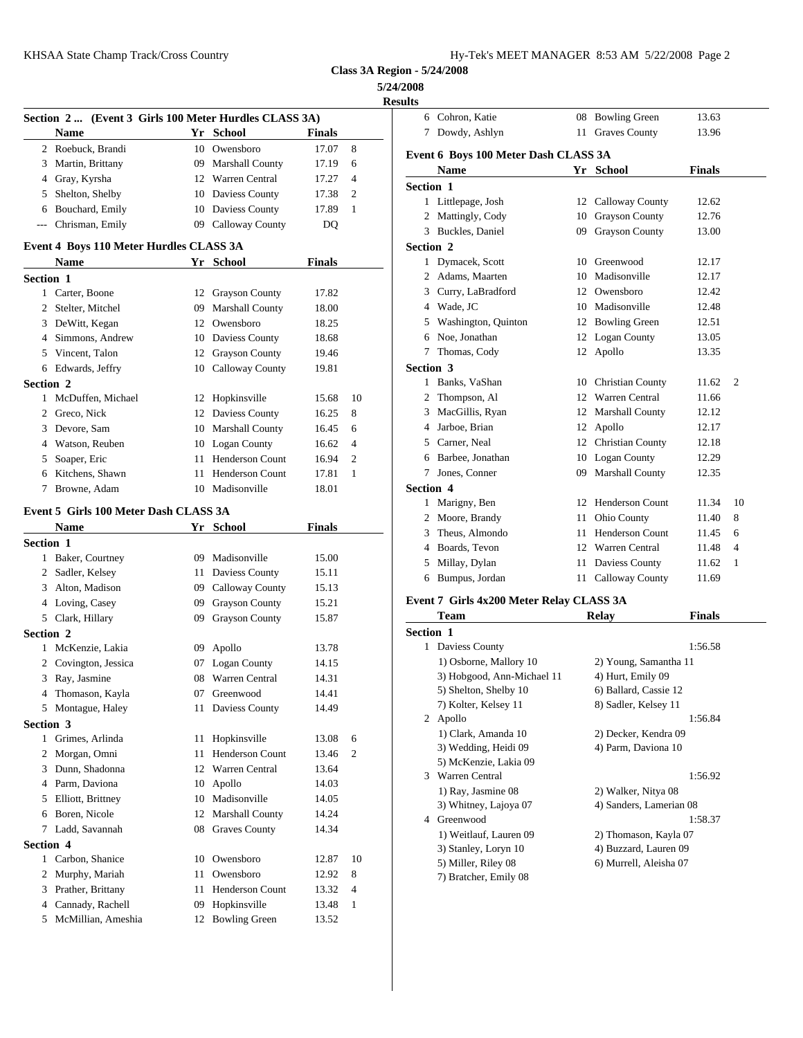**Class 3A Region - 5/24/2008**

**5/24/2008**

**Results**

### Section 2 ... (Event 3 Girls 100 Meter Hurdles CLASS 3A)

| | Name | Yr | School | Finals | |
|---|---|---|---|---|---|
| 2 | Roebuck, Brandi | 10 | Owensboro | 17.07 | 8 |
| 3 | Martin, Brittany | 09 | Marshall County | 17.19 | 6 |
| 4 | Gray, Kyrsha | 12 | Warren Central | 17.27 | 4 |
| 5 | Shelton, Shelby | 10 | Daviess County | 17.38 | 2 |
| 6 | Bouchard, Emily | 10 | Daviess County | 17.89 | 1 |
| --- | Chrisman, Emily | 09 | Calloway County | DQ | |

### Event 4 Boys 110 Meter Hurdles CLASS 3A

| | Name | Yr | School | Finals | |
|---|---|---|---|---|---|
| **Section 1** | | | | | |
| 1 | Carter, Boone | 12 | Grayson County | 17.82 | |
| 2 | Stelter, Mitchel | 09 | Marshall County | 18.00 | |
| 3 | DeWitt, Kegan | 12 | Owensboro | 18.25 | |
| 4 | Simmons, Andrew | 10 | Daviess County | 18.68 | |
| 5 | Vincent, Talon | 12 | Grayson County | 19.46 | |
| 6 | Edwards, Jeffry | 10 | Calloway County | 19.81 | |
| **Section 2** | | | | | |
| 1 | McDuffen, Michael | 12 | Hopkinsville | 15.68 | 10 |
| 2 | Greco, Nick | 12 | Daviess County | 16.25 | 8 |
| 3 | Devore, Sam | 10 | Marshall County | 16.45 | 6 |
| 4 | Watson, Reuben | 10 | Logan County | 16.62 | 4 |
| 5 | Soaper, Eric | 11 | Henderson Count | 16.94 | 2 |
| 6 | Kitchens, Shawn | 11 | Henderson Count | 17.81 | 1 |
| 7 | Browne, Adam | 10 | Madisonville | 18.01 | |

### Event 5 Girls 100 Meter Dash CLASS 3A

| | Name | Yr | School | Finals | |
|---|---|---|---|---|---|
| **Section 1** | | | | | |
| 1 | Baker, Courtney | 09 | Madisonville | 15.00 | |
| 2 | Sadler, Kelsey | 11 | Daviess County | 15.11 | |
| 3 | Alton, Madison | 09 | Calloway County | 15.13 | |
| 4 | Loving, Casey | 09 | Grayson County | 15.21 | |
| 5 | Clark, Hillary | 09 | Grayson County | 15.87 | |
| **Section 2** | | | | | |
| 1 | McKenzie, Lakia | 09 | Apollo | 13.78 | |
| 2 | Covington, Jessica | 07 | Logan County | 14.15 | |
| 3 | Ray, Jasmine | 08 | Warren Central | 14.31 | |
| 4 | Thomason, Kayla | 07 | Greenwood | 14.41 | |
| 5 | Montague, Haley | 11 | Daviess County | 14.49 | |
| **Section 3** | | | | | |
| 1 | Grimes, Arlinda | 11 | Hopkinsville | 13.08 | 6 |
| 2 | Morgan, Omni | 11 | Henderson Count | 13.46 | 2 |
| 3 | Dunn, Shadonna | 12 | Warren Central | 13.64 | |
| 4 | Parm, Daviona | 10 | Apollo | 14.03 | |
| 5 | Elliott, Brittney | 10 | Madisonville | 14.05 | |
| 6 | Boren, Nicole | 12 | Marshall County | 14.24 | |
| 7 | Ladd, Savannah | 08 | Graves County | 14.34 | |
| **Section 4** | | | | | |
| 1 | Carbon, Shanice | 10 | Owensboro | 12.87 | 10 |
| 2 | Murphy, Mariah | 11 | Owensboro | 12.92 | 8 |
| 3 | Prather, Brittany | 11 | Henderson Count | 13.32 | 4 |
| 4 | Cannady, Rachell | 09 | Hopkinsville | 13.48 | 1 |
| 5 | McMillian, Ameshia | 12 | Bowling Green | 13.52 | |
| 6 | Cohron, Katie | 08 | Bowling Green | 13.63 | |
| 7 | Dowdy, Ashlyn | 11 | Graves County | 13.96 | |

### Event 6 Boys 100 Meter Dash CLASS 3A

| | Name | Yr | School | Finals | |
|---|---|---|---|---|---|
| **Section 1** | | | | | |
| 1 | Littlepage, Josh | 12 | Calloway County | 12.62 | |
| 2 | Mattingly, Cody | 10 | Grayson County | 12.76 | |
| 3 | Buckles, Daniel | 09 | Grayson County | 13.00 | |
| **Section 2** | | | | | |
| 1 | Dymacek, Scott | 10 | Greenwood | 12.17 | |
| 2 | Adams, Maarten | 10 | Madisonville | 12.17 | |
| 3 | Curry, LaBradford | 12 | Owensboro | 12.42 | |
| 4 | Wade, JC | 10 | Madisonville | 12.48 | |
| 5 | Washington, Quinton | 12 | Bowling Green | 12.51 | |
| 6 | Noe, Jonathan | 12 | Logan County | 13.05 | |
| 7 | Thomas, Cody | 12 | Apollo | 13.35 | |
| **Section 3** | | | | | |
| 1 | Banks, VaShan | 10 | Christian County | 11.62 | 2 |
| 2 | Thompson, Al | 12 | Warren Central | 11.66 | |
| 3 | MacGillis, Ryan | 12 | Marshall County | 12.12 | |
| 4 | Jarboe, Brian | 12 | Apollo | 12.17 | |
| 5 | Carner, Neal | 12 | Christian County | 12.18 | |
| 6 | Barbee, Jonathan | 10 | Logan County | 12.29 | |
| 7 | Jones, Conner | 09 | Marshall County | 12.35 | |
| **Section 4** | | | | | |
| 1 | Marigny, Ben | 12 | Henderson Count | 11.34 | 10 |
| 2 | Moore, Brandy | 11 | Ohio County | 11.40 | 8 |
| 3 | Theus, Almondo | 11 | Henderson Count | 11.45 | 6 |
| 4 | Boards, Tevon | 12 | Warren Central | 11.48 | 4 |
| 5 | Millay, Dylan | 11 | Daviess County | 11.62 | 1 |
| 6 | Bumpus, Jordan | 11 | Calloway County | 11.69 | |

### Event 7 Girls 4x200 Meter Relay CLASS 3A

| | Team | Relay | Finals |
|---|---|---|---|
| **Section 1** | | | |
| 1 | Daviess County | | 1:56.58 |
| | 1) Osborne, Mallory 10 | 2) Young, Samantha 11 | |
| | 3) Hobgood, Ann-Michael 11 | 4) Hurt, Emily 09 | |
| | 5) Shelton, Shelby 10 | 6) Ballard, Cassie 12 | |
| | 7) Kolter, Kelsey 11 | 8) Sadler, Kelsey 11 | |
| 2 | Apollo | | 1:56.84 |
| | 1) Clark, Amanda 10 | 2) Decker, Kendra 09 | |
| | 3) Wedding, Heidi 09 | 4) Parm, Daviona 10 | |
| | 5) McKenzie, Lakia 09 | | |
| 3 | Warren Central | | 1:56.92 |
| | 1) Ray, Jasmine 08 | 2) Walker, Nitya 08 | |
| | 3) Whitney, Lajoya 07 | 4) Sanders, Lamerian 08 | |
| 4 | Greenwood | | 1:58.37 |
| | 1) Weitlauf, Lauren 09 | 2) Thomason, Kayla 07 | |
| | 3) Stanley, Loryn 10 | 4) Buzzard, Lauren 09 | |
| | 5) Miller, Riley 08 | 6) Murrell, Aleisha 07 | |
| | 7) Bratcher, Emily 08 | | |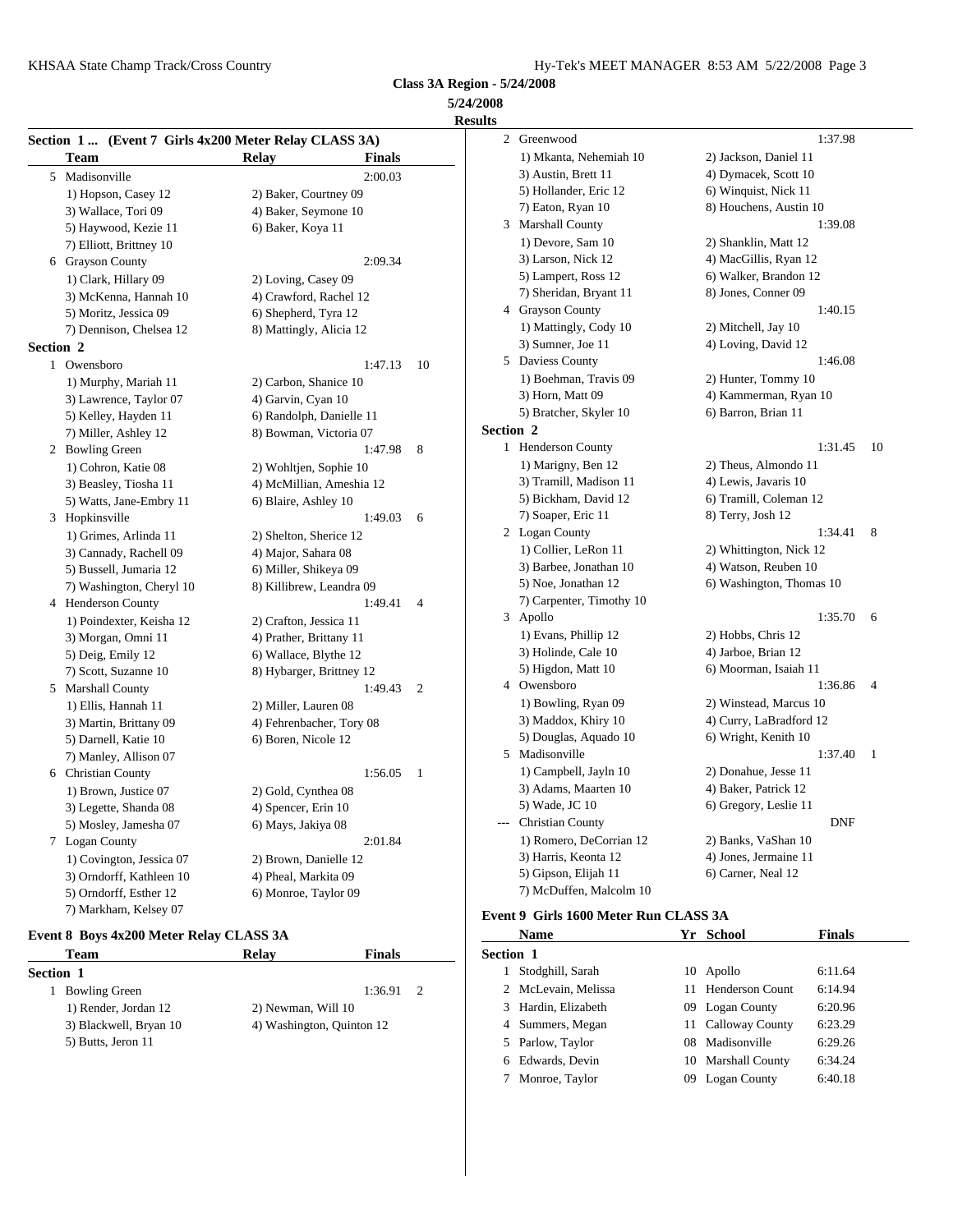**Class 3A Region - 5/24/2008**

**5/24/2008**

**Results**

### Section 1 ... (Event 7 Girls 4x200 Meter Relay CLASS 3A)

| | Team | Relay | Finals | |
|---|---|---|---|---|
| 5 | Madisonville | | 2:00.03 | |
| | 1) Hopson, Casey 12 | 2) Baker, Courtney 09 | | |
| | 3) Wallace, Tori 09 | 4) Baker, Seymone 10 | | |
| | 5) Haywood, Kezie 11 | 6) Baker, Koya 11 | | |
| | 7) Elliott, Brittney 10 | | | |
| 6 | Grayson County | | 2:09.34 | |
| | 1) Clark, Hillary 09 | 2) Loving, Casey 09 | | |
| | 3) McKenna, Hannah 10 | 4) Crawford, Rachel 12 | | |
| | 5) Moritz, Jessica 09 | 6) Shepherd, Tyra 12 | | |
| | 7) Dennison, Chelsea 12 | 8) Mattingly, Alicia 12 | | |
| **Section 2** | | | | |
| 1 | Owensboro | | 1:47.13 | 10 |
| | 1) Murphy, Mariah 11 | 2) Carbon, Shanice 10 | | |
| | 3) Lawrence, Taylor 07 | 4) Garvin, Cyan 10 | | |
| | 5) Kelley, Hayden 11 | 6) Randolph, Danielle 11 | | |
| | 7) Miller, Ashley 12 | 8) Bowman, Victoria 07 | | |
| 2 | Bowling Green | | 1:47.98 | 8 |
| | 1) Cohron, Katie 08 | 2) Wohltjen, Sophie 10 | | |
| | 3) Beasley, Tiosha 11 | 4) McMillian, Ameshia 12 | | |
| | 5) Watts, Jane-Embry 11 | 6) Blaire, Ashley 10 | | |
| 3 | Hopkinsville | | 1:49.03 | 6 |
| | 1) Grimes, Arlinda 11 | 2) Shelton, Sherice 12 | | |
| | 3) Cannady, Rachell 09 | 4) Major, Sahara 08 | | |
| | 5) Bussell, Jumaria 12 | 6) Miller, Shikeya 09 | | |
| | 7) Washington, Cheryl 10 | 8) Killibrew, Leandra 09 | | |
| 4 | Henderson County | | 1:49.41 | 4 |
| | 1) Poindexter, Keisha 12 | 2) Crafton, Jessica 11 | | |
| | 3) Morgan, Omni 11 | 4) Prather, Brittany 11 | | |
| | 5) Deig, Emily 12 | 6) Wallace, Blythe 12 | | |
| | 7) Scott, Suzanne 10 | 8) Hybarger, Brittney 12 | | |
| 5 | Marshall County | | 1:49.43 | 2 |
| | 1) Ellis, Hannah 11 | 2) Miller, Lauren 08 | | |
| | 3) Martin, Brittany 09 | 4) Fehrenbacher, Tory 08 | | |
| | 5) Darnell, Katie 10 | 6) Boren, Nicole 12 | | |
| | 7) Manley, Allison 07 | | | |
| 6 | Christian County | | 1:56.05 | 1 |
| | 1) Brown, Justice 07 | 2) Gold, Cynthea 08 | | |
| | 3) Legette, Shanda 08 | 4) Spencer, Erin 10 | | |
| | 5) Mosley, Jamesha 07 | 6) Mays, Jakiya 08 | | |
| 7 | Logan County | | 2:01.84 | |
| | 1) Covington, Jessica 07 | 2) Brown, Danielle 12 | | |
| | 3) Orndorff, Kathleen 10 | 4) Pheal, Markita 09 | | |
| | 5) Orndorff, Esther 12 | 6) Monroe, Taylor 09 | | |
| | 7) Markham, Kelsey 07 | | | |

### Event 8 Boys 4x200 Meter Relay CLASS 3A

| | Team | Relay | Finals | |
|---|---|---|---|---|
| **Section 1** | | | | |
| 1 | Bowling Green | | 1:36.91 | 2 |
| | 1) Render, Jordan 12 | 2) Newman, Will 10 | | |
| | 3) Blackwell, Bryan 10 | 4) Washington, Quinton 12 | | |
| | 5) Butts, Jeron 11 | | | |
| 2 | Greenwood | | 1:37.98 | |
| | 1) Mkanta, Nehemiah 10 | 2) Jackson, Daniel 11 | | |
| | 3) Austin, Brett 11 | 4) Dymacek, Scott 10 | | |
| | 5) Hollander, Eric 12 | 6) Winquist, Nick 11 | | |
| | 7) Eaton, Ryan 10 | 8) Houchens, Austin 10 | | |
| 3 | Marshall County | | 1:39.08 | |
| | 1) Devore, Sam 10 | 2) Shanklin, Matt 12 | | |
| | 3) Larson, Nick 12 | 4) MacGillis, Ryan 12 | | |
| | 5) Lampert, Ross 12 | 6) Walker, Brandon 12 | | |
| | 7) Sheridan, Bryant 11 | 8) Jones, Conner 09 | | |
| 4 | Grayson County | | 1:40.15 | |
| | 1) Mattingly, Cody 10 | 2) Mitchell, Jay 10 | | |
| | 3) Sumner, Joe 11 | 4) Loving, David 12 | | |
| 5 | Daviess County | | 1:46.08 | |
| | 1) Boehman, Travis 09 | 2) Hunter, Tommy 10 | | |
| | 3) Horn, Matt 09 | 4) Kammerman, Ryan 10 | | |
| | 5) Bratcher, Skyler 10 | 6) Barron, Brian 11 | | |
| **Section 2** | | | | |
| 1 | Henderson County | | 1:31.45 | 10 |
| | 1) Marigny, Ben 12 | 2) Theus, Almondo 11 | | |
| | 3) Tramill, Madison 11 | 4) Lewis, Javaris 10 | | |
| | 5) Bickham, David 12 | 6) Tramill, Coleman 12 | | |
| | 7) Soaper, Eric 11 | 8) Terry, Josh 12 | | |
| 2 | Logan County | | 1:34.41 | 8 |
| | 1) Collier, LeRon 11 | 2) Whittington, Nick 12 | | |
| | 3) Barbee, Jonathan 10 | 4) Watson, Reuben 10 | | |
| | 5) Noe, Jonathan 12 | 6) Washington, Thomas 10 | | |
| | 7) Carpenter, Timothy 10 | | | |
| 3 | Apollo | | 1:35.70 | 6 |
| | 1) Evans, Phillip 12 | 2) Hobbs, Chris 12 | | |
| | 3) Holinde, Cale 10 | 4) Jarboe, Brian 12 | | |
| | 5) Higdon, Matt 10 | 6) Moorman, Isaiah 11 | | |
| 4 | Owensboro | | 1:36.86 | 4 |
| | 1) Bowling, Ryan 09 | 2) Winstead, Marcus 10 | | |
| | 3) Maddox, Khiry 10 | 4) Curry, LaBradford 12 | | |
| | 5) Douglas, Aquado 10 | 6) Wright, Kenith 10 | | |
| 5 | Madisonville | | 1:37.40 | 1 |
| | 1) Campbell, Jayln 10 | 2) Donahue, Jesse 11 | | |
| | 3) Adams, Maarten 10 | 4) Baker, Patrick 12 | | |
| | 5) Wade, JC 10 | 6) Gregory, Leslie 11 | | |
| --- | Christian County | | DNF | |
| | 1) Romero, DeCorrian 12 | 2) Banks, VaShan 10 | | |
| | 3) Harris, Keonta 12 | 4) Jones, Jermaine 11 | | |
| | 5) Gipson, Elijah 11 | 6) Carner, Neal 12 | | |
| | 7) McDuffen, Malcolm 10 | | | |

### Event 9 Girls 1600 Meter Run CLASS 3A

| | Name | Yr | School | Finals |
|---|---|---|---|---|
| **Section 1** | | | | |
| 1 | Stodghill, Sarah | 10 | Apollo | 6:11.64 |
| 2 | McLevain, Melissa | 11 | Henderson Count | 6:14.94 |
| 3 | Hardin, Elizabeth | 09 | Logan County | 6:20.96 |
| 4 | Summers, Megan | 11 | Calloway County | 6:23.29 |
| 5 | Parlow, Taylor | 08 | Madisonville | 6:29.26 |
| 6 | Edwards, Devin | 10 | Marshall County | 6:34.24 |
| 7 | Monroe, Taylor | 09 | Logan County | 6:40.18 |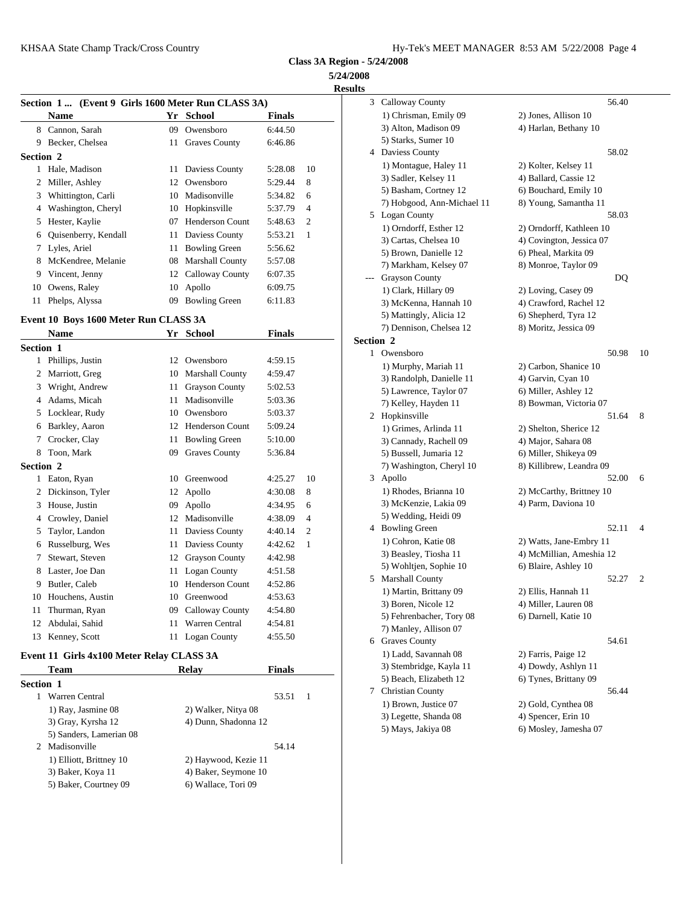**Class 3A Region - 5/24/2008**

**5/24/2008**

**Results**

### Section 1 ... (Event 9 Girls 1600 Meter Run CLASS 3A)

| | Name | Yr | School | Finals | |
|---|---|---|---|---|---|
| 8 | Cannon, Sarah | 09 | Owensboro | 6:44.50 | |
| 9 | Becker, Chelsea | 11 | Graves County | 6:46.86 | |
| **Section 2** | | | | | |
| 1 | Hale, Madison | 11 | Daviess County | 5:28.08 | 10 |
| 2 | Miller, Ashley | 12 | Owensboro | 5:29.44 | 8 |
| 3 | Whittington, Carli | 10 | Madisonville | 5:34.82 | 6 |
| 4 | Washington, Cheryl | 10 | Hopkinsville | 5:37.79 | 4 |
| 5 | Hester, Kaylie | 07 | Henderson Count | 5:48.63 | 2 |
| 6 | Quisenberry, Kendall | 11 | Daviess County | 5:53.21 | 1 |
| 7 | Lyles, Ariel | 11 | Bowling Green | 5:56.62 | |
| 8 | McKendree, Melanie | 08 | Marshall County | 5:57.08 | |
| 9 | Vincent, Jenny | 12 | Calloway County | 6:07.35 | |
| 10 | Owens, Raley | 10 | Apollo | 6:09.75 | |
| 11 | Phelps, Alyssa | 09 | Bowling Green | 6:11.83 | |

### Event 10 Boys 1600 Meter Run CLASS 3A

| | Name | Yr | School | Finals | |
|---|---|---|---|---|---|
| **Section 1** | | | | | |
| 1 | Phillips, Justin | 12 | Owensboro | 4:59.15 | |
| 2 | Marriott, Greg | 10 | Marshall County | 4:59.47 | |
| 3 | Wright, Andrew | 11 | Grayson County | 5:02.53 | |
| 4 | Adams, Micah | 11 | Madisonville | 5:03.36 | |
| 5 | Locklear, Rudy | 10 | Owensboro | 5:03.37 | |
| 6 | Barkley, Aaron | 12 | Henderson Count | 5:09.24 | |
| 7 | Crocker, Clay | 11 | Bowling Green | 5:10.00 | |
| 8 | Toon, Mark | 09 | Graves County | 5:36.84 | |
| **Section 2** | | | | | |
| 1 | Eaton, Ryan | 10 | Greenwood | 4:25.27 | 10 |
| 2 | Dickinson, Tyler | 12 | Apollo | 4:30.08 | 8 |
| 3 | House, Justin | 09 | Apollo | 4:34.95 | 6 |
| 4 | Crowley, Daniel | 12 | Madisonville | 4:38.09 | 4 |
| 5 | Taylor, Landon | 11 | Daviess County | 4:40.14 | 2 |
| 6 | Russelburg, Wes | 11 | Daviess County | 4:42.62 | 1 |
| 7 | Stewart, Steven | 12 | Grayson County | 4:42.98 | |
| 8 | Laster, Joe Dan | 11 | Logan County | 4:51.58 | |
| 9 | Butler, Caleb | 10 | Henderson Count | 4:52.86 | |
| 10 | Houchens, Austin | 10 | Greenwood | 4:53.63 | |
| 11 | Thurman, Ryan | 09 | Calloway County | 4:54.80 | |
| 12 | Abdulai, Sahid | 11 | Warren Central | 4:54.81 | |
| 13 | Kenney, Scott | 11 | Logan County | 4:55.50 | |

### Event 11 Girls 4x100 Meter Relay CLASS 3A

| | Team | Relay | Finals | |
|---|---|---|---|---|
| **Section 1** | | | | |
| 1 | Warren Central | | 53.51 | 1 |
| | 1) Ray, Jasmine 08 | 2) Walker, Nitya 08 | | |
| | 3) Gray, Kyrsha 12 | 4) Dunn, Shadonna 12 | | |
| | 5) Sanders, Lamerian 08 | | | |
| 2 | Madisonville | | 54.14 | |
| | 1) Elliott, Brittney 10 | 2) Haywood, Kezie 11 | | |
| | 3) Baker, Koya 11 | 4) Baker, Seymone 10 | | |
| | 5) Baker, Courtney 09 | 6) Wallace, Tori 09 | | |
| 3 | Calloway County | | 56.40 | |
| | 1) Chrisman, Emily 09 | 2) Jones, Allison 10 | | |
| | 3) Alton, Madison 09 | 4) Harlan, Bethany 10 | | |
| | 5) Starks, Sumer 10 | | | |
| 4 | Daviess County | | 58.02 | |
| | 1) Montague, Haley 11 | 2) Kolter, Kelsey 11 | | |
| | 3) Sadler, Kelsey 11 | 4) Ballard, Cassie 12 | | |
| | 5) Basham, Cortney 12 | 6) Bouchard, Emily 10 | | |
| | 7) Hobgood, Ann-Michael 11 | 8) Young, Samantha 11 | | |
| 5 | Logan County | | 58.03 | |
| | 1) Orndorff, Esther 12 | 2) Orndorff, Kathleen 10 | | |
| | 3) Cartas, Chelsea 10 | 4) Covington, Jessica 07 | | |
| | 5) Brown, Danielle 12 | 6) Pheal, Markita 09 | | |
| | 7) Markham, Kelsey 07 | 8) Monroe, Taylor 09 | | |
| --- | Grayson County | | DQ | |
| | 1) Clark, Hillary 09 | 2) Loving, Casey 09 | | |
| | 3) McKenna, Hannah 10 | 4) Crawford, Rachel 12 | | |
| | 5) Mattingly, Alicia 12 | 6) Shepherd, Tyra 12 | | |
| | 7) Dennison, Chelsea 12 | 8) Moritz, Jessica 09 | | |
| **Section 2** | | | | |
| 1 | Owensboro | | 50.98 | 10 |
| | 1) Murphy, Mariah 11 | 2) Carbon, Shanice 10 | | |
| | 3) Randolph, Danielle 11 | 4) Garvin, Cyan 10 | | |
| | 5) Lawrence, Taylor 07 | 6) Miller, Ashley 12 | | |
| | 7) Kelley, Hayden 11 | 8) Bowman, Victoria 07 | | |
| 2 | Hopkinsville | | 51.64 | 8 |
| | 1) Grimes, Arlinda 11 | 2) Shelton, Sherice 12 | | |
| | 3) Cannady, Rachell 09 | 4) Major, Sahara 08 | | |
| | 5) Bussell, Jumaria 12 | 6) Miller, Shikeya 09 | | |
| | 7) Washington, Cheryl 10 | 8) Killibrew, Leandra 09 | | |
| 3 | Apollo | | 52.00 | 6 |
| | 1) Rhodes, Brianna 10 | 2) McCarthy, Brittney 10 | | |
| | 3) McKenzie, Lakia 09 | 4) Parm, Daviona 10 | | |
| | 5) Wedding, Heidi 09 | | | |
| 4 | Bowling Green | | 52.11 | 4 |
| | 1) Cohron, Katie 08 | 2) Watts, Jane-Embry 11 | | |
| | 3) Beasley, Tiosha 11 | 4) McMillian, Ameshia 12 | | |
| | 5) Wohltjen, Sophie 10 | 6) Blaire, Ashley 10 | | |
| 5 | Marshall County | | 52.27 | 2 |
| | 1) Martin, Brittany 09 | 2) Ellis, Hannah 11 | | |
| | 3) Boren, Nicole 12 | 4) Miller, Lauren 08 | | |
| | 5) Fehrenbacher, Tory 08 | 6) Darnell, Katie 10 | | |
| | 7) Manley, Allison 07 | | | |
| 6 | Graves County | | 54.61 | |
| | 1) Ladd, Savannah 08 | 2) Farris, Paige 12 | | |
| | 3) Stembridge, Kayla 11 | 4) Dowdy, Ashlyn 11 | | |
| | 5) Beach, Elizabeth 12 | 6) Tynes, Brittany 09 | | |
| 7 | Christian County | | 56.44 | |
| | 1) Brown, Justice 07 | 2) Gold, Cynthea 08 | | |
| | 3) Legette, Shanda 08 | 4) Spencer, Erin 10 | | |
| | 5) Mays, Jakiya 08 | 6) Mosley, Jamesha 07 | | |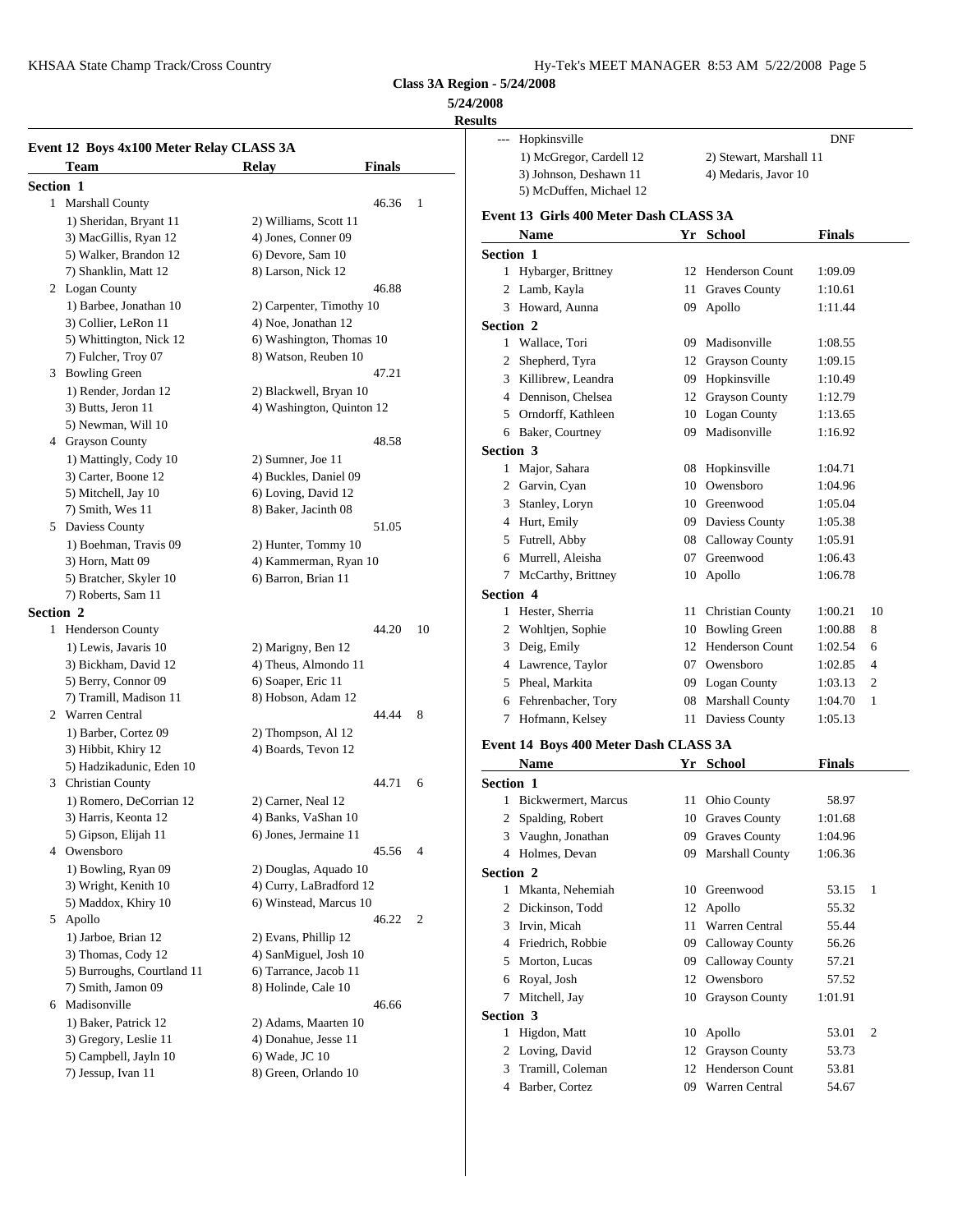**Class 3A Region - 5/24/2008**

**5/24/2008**

**Results**

### Event 12 Boys 4x100 Meter Relay CLASS 3A

| Team | Relay | Finals | |
|---|---|---|---|
| **Section 1** | | | |
| 1 Marshall County | | 46.36 | 1 |
| 1) Sheridan, Bryant 11 | 2) Williams, Scott 11 | | |
| 3) MacGillis, Ryan 12 | 4) Jones, Conner 09 | | |
| 5) Walker, Brandon 12 | 6) Devore, Sam 10 | | |
| 7) Shanklin, Matt 12 | 8) Larson, Nick 12 | | |
| 2 Logan County | | 46.88 | |
| 1) Barbee, Jonathan 10 | 2) Carpenter, Timothy 10 | | |
| 3) Collier, LeRon 11 | 4) Noe, Jonathan 12 | | |
| 5) Whittington, Nick 12 | 6) Washington, Thomas 10 | | |
| 7) Fulcher, Troy 07 | 8) Watson, Reuben 10 | | |
| 3 Bowling Green | | 47.21 | |
| 1) Render, Jordan 12 | 2) Blackwell, Bryan 10 | | |
| 3) Butts, Jeron 11 | 4) Washington, Quinton 12 | | |
| 5) Newman, Will 10 | | | |
| 4 Grayson County | | 48.58 | |
| 1) Mattingly, Cody 10 | 2) Sumner, Joe 11 | | |
| 3) Carter, Boone 12 | 4) Buckles, Daniel 09 | | |
| 5) Mitchell, Jay 10 | 6) Loving, David 12 | | |
| 7) Smith, Wes 11 | 8) Baker, Jacinth 08 | | |
| 5 Daviess County | | 51.05 | |
| 1) Boehman, Travis 09 | 2) Hunter, Tommy 10 | | |
| 3) Horn, Matt 09 | 4) Kammerman, Ryan 10 | | |
| 5) Bratcher, Skyler 10 | 6) Barron, Brian 11 | | |
| 7) Roberts, Sam 11 | | | |
| **Section 2** | | | |
| 1 Henderson County | | 44.20 | 10 |
| 1) Lewis, Javaris 10 | 2) Marigny, Ben 12 | | |
| 3) Bickham, David 12 | 4) Theus, Almondo 11 | | |
| 5) Berry, Connor 09 | 6) Soaper, Eric 11 | | |
| 7) Tramill, Madison 11 | 8) Hobson, Adam 12 | | |
| 2 Warren Central | | 44.44 | 8 |
| 1) Barber, Cortez 09 | 2) Thompson, Al 12 | | |
| 3) Hibbit, Khiry 12 | 4) Boards, Tevon 12 | | |
| 5) Hadzikadunic, Eden 10 | | | |
| 3 Christian County | | 44.71 | 6 |
| 1) Romero, DeCorrian 12 | 2) Carner, Neal 12 | | |
| 3) Harris, Keonta 12 | 4) Banks, VaShan 10 | | |
| 5) Gipson, Elijah 11 | 6) Jones, Jermaine 11 | | |
| 4 Owensboro | | 45.56 | 4 |
| 1) Bowling, Ryan 09 | 2) Douglas, Aquado 10 | | |
| 3) Wright, Kenith 10 | 4) Curry, LaBradford 12 | | |
| 5) Maddox, Khiry 10 | 6) Winstead, Marcus 10 | | |
| 5 Apollo | | 46.22 | 2 |
| 1) Jarboe, Brian 12 | 2) Evans, Phillip 12 | | |
| 3) Thomas, Cody 12 | 4) SanMiguel, Josh 10 | | |
| 5) Burroughs, Courtland 11 | 6) Tarrance, Jacob 11 | | |
| 7) Smith, Jamon 09 | 8) Holinde, Cale 10 | | |
| 6 Madisonville | | 46.66 | |
| 1) Baker, Patrick 12 | 2) Adams, Maarten 10 | | |
| 3) Gregory, Leslie 11 | 4) Donahue, Jesse 11 | | |
| 5) Campbell, Jayln 10 | 6) Wade, JC 10 | | |
| 7) Jessup, Ivan 11 | 8) Green, Orlando 10 | | |
| --- Hopkinsville | | DNF | |
| 1) McGregor, Cardell 12 | 2) Stewart, Marshall 11 | | |
| 3) Johnson, Deshawn 11 | 4) Medaris, Javor 10 | | |
| 5) McDuffen, Michael 12 | | | |

### Event 13 Girls 400 Meter Dash CLASS 3A

| Name | Yr | School | Finals | |
|---|---|---|---|---|
| **Section 1** | | | | |
| 1 Hybarger, Brittney | 12 | Henderson Count | 1:09.09 | |
| 2 Lamb, Kayla | 11 | Graves County | 1:10.61 | |
| 3 Howard, Aunna | 09 | Apollo | 1:11.44 | |
| **Section 2** | | | | |
| 1 Wallace, Tori | 09 | Madisonville | 1:08.55 | |
| 2 Shepherd, Tyra | 12 | Grayson County | 1:09.15 | |
| 3 Killibrew, Leandra | 09 | Hopkinsville | 1:10.49 | |
| 4 Dennison, Chelsea | 12 | Grayson County | 1:12.79 | |
| 5 Orndorff, Kathleen | 10 | Logan County | 1:13.65 | |
| 6 Baker, Courtney | 09 | Madisonville | 1:16.92 | |
| **Section 3** | | | | |
| 1 Major, Sahara | 08 | Hopkinsville | 1:04.71 | |
| 2 Garvin, Cyan | 10 | Owensboro | 1:04.96 | |
| 3 Stanley, Loryn | 10 | Greenwood | 1:05.04 | |
| 4 Hurt, Emily | 09 | Daviess County | 1:05.38 | |
| 5 Futrell, Abby | 08 | Calloway County | 1:05.91 | |
| 6 Murrell, Aleisha | 07 | Greenwood | 1:06.43 | |
| 7 McCarthy, Brittney | 10 | Apollo | 1:06.78 | |
| **Section 4** | | | | |
| 1 Hester, Sherria | 11 | Christian County | 1:00.21 | 10 |
| 2 Wohltjen, Sophie | 10 | Bowling Green | 1:00.88 | 8 |
| 3 Deig, Emily | 12 | Henderson Count | 1:02.54 | 6 |
| 4 Lawrence, Taylor | 07 | Owensboro | 1:02.85 | 4 |
| 5 Pheal, Markita | 09 | Logan County | 1:03.13 | 2 |
| 6 Fehrenbacher, Tory | 08 | Marshall County | 1:04.70 | 1 |
| 7 Hofmann, Kelsey | 11 | Daviess County | 1:05.13 | |

### Event 14 Boys 400 Meter Dash CLASS 3A

| Name | Yr | School | Finals | |
|---|---|---|---|---|
| **Section 1** | | | | |
| 1 Bickwermert, Marcus | 11 | Ohio County | 58.97 | |
| 2 Spalding, Robert | 10 | Graves County | 1:01.68 | |
| 3 Vaughn, Jonathan | 09 | Graves County | 1:04.96 | |
| 4 Holmes, Devan | 09 | Marshall County | 1:06.36 | |
| **Section 2** | | | | |
| 1 Mkanta, Nehemiah | 10 | Greenwood | 53.15 | 1 |
| 2 Dickinson, Todd | 12 | Apollo | 55.32 | |
| 3 Irvin, Micah | 11 | Warren Central | 55.44 | |
| 4 Friedrich, Robbie | 09 | Calloway County | 56.26 | |
| 5 Morton, Lucas | 09 | Calloway County | 57.21 | |
| 6 Royal, Josh | 12 | Owensboro | 57.52 | |
| 7 Mitchell, Jay | 10 | Grayson County | 1:01.91 | |
| **Section 3** | | | | |
| 1 Higdon, Matt | 10 | Apollo | 53.01 | 2 |
| 2 Loving, David | 12 | Grayson County | 53.73 | |
| 3 Tramill, Coleman | 12 | Henderson Count | 53.81 | |
| 4 Barber, Cortez | 09 | Warren Central | 54.67 | |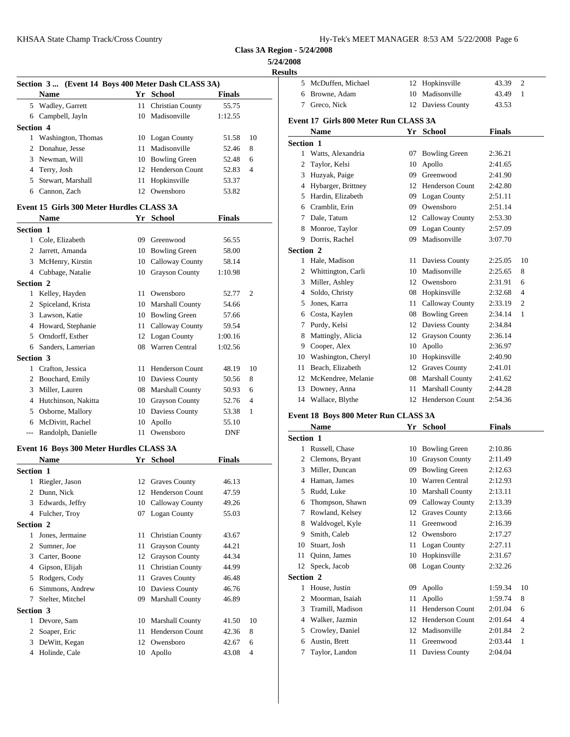**Class 3A Region - 5/24/2008**

**5/24/2008**

**Results**

### Section 3 ... (Event 14 Boys 400 Meter Dash CLASS 3A)

| | Name | Yr | School | Finals | |
|---|---|---|---|---|---|
| 5 | Wadley, Garrett | 11 | Christian County | 55.75 | |
| 6 | Campbell, Jayln | 10 | Madisonville | 1:12.55 | |
| **Section 4** | | | | | |
| 1 | Washington, Thomas | 10 | Logan County | 51.58 | 10 |
| 2 | Donahue, Jesse | 11 | Madisonville | 52.46 | 8 |
| 3 | Newman, Will | 10 | Bowling Green | 52.48 | 6 |
| 4 | Terry, Josh | 12 | Henderson Count | 52.83 | 4 |
| 5 | Stewart, Marshall | 11 | Hopkinsville | 53.37 | |
| 6 | Cannon, Zach | 12 | Owensboro | 53.82 | |

### Event 15 Girls 300 Meter Hurdles CLASS 3A

| | Name | Yr | School | Finals | |
|---|---|---|---|---|---|
| **Section 1** | | | | | |
| 1 | Cole, Elizabeth | 09 | Greenwood | 56.55 | |
| 2 | Jarrett, Amanda | 10 | Bowling Green | 58.00 | |
| 3 | McHenry, Kirstin | 10 | Calloway County | 58.14 | |
| 4 | Cubbage, Natalie | 10 | Grayson County | 1:10.98 | |
| **Section 2** | | | | | |
| 1 | Kelley, Hayden | 11 | Owensboro | 52.77 | 2 |
| 2 | Spiceland, Krista | 10 | Marshall County | 54.66 | |
| 3 | Lawson, Katie | 10 | Bowling Green | 57.66 | |
| 4 | Howard, Stephanie | 11 | Calloway County | 59.54 | |
| 5 | Orndorff, Esther | 12 | Logan County | 1:00.16 | |
| 6 | Sanders, Lamerian | 08 | Warren Central | 1:02.56 | |
| **Section 3** | | | | | |
| 1 | Crafton, Jessica | 11 | Henderson Count | 48.19 | 10 |
| 2 | Bouchard, Emily | 10 | Daviess County | 50.56 | 8 |
| 3 | Miller, Lauren | 08 | Marshall County | 50.93 | 6 |
| 4 | Hutchinson, Nakitta | 10 | Grayson County | 52.76 | 4 |
| 5 | Osborne, Mallory | 10 | Daviess County | 53.38 | 1 |
| 6 | McDivitt, Rachel | 10 | Apollo | 55.10 | |
| --- | Randolph, Danielle | 11 | Owensboro | DNF | |

### Event 16 Boys 300 Meter Hurdles CLASS 3A

| | Name | Yr | School | Finals | |
|---|---|---|---|---|---|
| **Section 1** | | | | | |
| 1 | Riegler, Jason | 12 | Graves County | 46.13 | |
| 2 | Dunn, Nick | 12 | Henderson Count | 47.59 | |
| 3 | Edwards, Jeffry | 10 | Calloway County | 49.26 | |
| 4 | Fulcher, Troy | 07 | Logan County | 55.03 | |
| **Section 2** | | | | | |
| 1 | Jones, Jermaine | 11 | Christian County | 43.67 | |
| 2 | Sumner, Joe | 11 | Grayson County | 44.21 | |
| 3 | Carter, Boone | 12 | Grayson County | 44.34 | |
| 4 | Gipson, Elijah | 11 | Christian County | 44.99 | |
| 5 | Rodgers, Cody | 11 | Graves County | 46.48 | |
| 6 | Simmons, Andrew | 10 | Daviess County | 46.76 | |
| 7 | Stelter, Mitchel | 09 | Marshall County | 46.89 | |
| **Section 3** | | | | | |
| 1 | Devore, Sam | 10 | Marshall County | 41.50 | 10 |
| 2 | Soaper, Eric | 11 | Henderson Count | 42.36 | 8 |
| 3 | DeWitt, Kegan | 12 | Owensboro | 42.67 | 6 |
| 4 | Holinde, Cale | 10 | Apollo | 43.08 | 4 |
| 5 | McDuffen, Michael | 12 | Hopkinsville | 43.39 | 2 |
| 6 | Browne, Adam | 10 | Madisonville | 43.49 | 1 |
| 7 | Greco, Nick | 12 | Daviess County | 43.53 | |

### Event 17 Girls 800 Meter Run CLASS 3A

| | Name | Yr | School | Finals | |
|---|---|---|---|---|---|
| **Section 1** | | | | | |
| 1 | Watts, Alexandria | 07 | Bowling Green | 2:36.21 | |
| 2 | Taylor, Kelsi | 10 | Apollo | 2:41.65 | |
| 3 | Huzyak, Paige | 09 | Greenwood | 2:41.90 | |
| 4 | Hybarger, Brittney | 12 | Henderson Count | 2:42.80 | |
| 5 | Hardin, Elizabeth | 09 | Logan County | 2:51.11 | |
| 6 | Cramblit, Erin | 09 | Owensboro | 2:51.14 | |
| 7 | Dale, Tatum | 12 | Calloway County | 2:53.30 | |
| 8 | Monroe, Taylor | 09 | Logan County | 2:57.09 | |
| 9 | Dorris, Rachel | 09 | Madisonville | 3:07.70 | |
| **Section 2** | | | | | |
| 1 | Hale, Madison | 11 | Daviess County | 2:25.05 | 10 |
| 2 | Whittington, Carli | 10 | Madisonville | 2:25.65 | 8 |
| 3 | Miller, Ashley | 12 | Owensboro | 2:31.91 | 6 |
| 4 | Soldo, Christy | 08 | Hopkinsville | 2:32.68 | 4 |
| 5 | Jones, Karra | 11 | Calloway County | 2:33.19 | 2 |
| 6 | Costa, Kaylen | 08 | Bowling Green | 2:34.14 | 1 |
| 7 | Purdy, Kelsi | 12 | Daviess County | 2:34.84 | |
| 8 | Mattingly, Alicia | 12 | Grayson County | 2:36.14 | |
| 9 | Cooper, Alex | 10 | Apollo | 2:36.97 | |
| 10 | Washington, Cheryl | 10 | Hopkinsville | 2:40.90 | |
| 11 | Beach, Elizabeth | 12 | Graves County | 2:41.01 | |
| 12 | McKendree, Melanie | 08 | Marshall County | 2:41.62 | |
| 13 | Downey, Anna | 11 | Marshall County | 2:44.28 | |
| 14 | Wallace, Blythe | 12 | Henderson Count | 2:54.36 | |

### Event 18 Boys 800 Meter Run CLASS 3A

| | Name | Yr | School | Finals | |
|---|---|---|---|---|---|
| **Section 1** | | | | | |
| 1 | Russell, Chase | 10 | Bowling Green | 2:10.86 | |
| 2 | Clemons, Bryant | 10 | Grayson County | 2:11.49 | |
| 3 | Miller, Duncan | 09 | Bowling Green | 2:12.63 | |
| 4 | Haman, James | 10 | Warren Central | 2:12.93 | |
| 5 | Rudd, Luke | 10 | Marshall County | 2:13.11 | |
| 6 | Thompson, Shawn | 09 | Calloway County | 2:13.39 | |
| 7 | Rowland, Kelsey | 12 | Graves County | 2:13.66 | |
| 8 | Waldvogel, Kyle | 11 | Greenwood | 2:16.39 | |
| 9 | Smith, Caleb | 12 | Owensboro | 2:17.27 | |
| 10 | Stuart, Josh | 11 | Logan County | 2:27.11 | |
| 11 | Quinn, James | 10 | Hopkinsville | 2:31.67 | |
| 12 | Speck, Jacob | 08 | Logan County | 2:32.26 | |
| **Section 2** | | | | | |
| 1 | House, Justin | 09 | Apollo | 1:59.34 | 10 |
| 2 | Moorman, Isaiah | 11 | Apollo | 1:59.74 | 8 |
| 3 | Tramill, Madison | 11 | Henderson Count | 2:01.04 | 6 |
| 4 | Walker, Jazmin | 12 | Henderson Count | 2:01.64 | 4 |
| 5 | Crowley, Daniel | 12 | Madisonville | 2:01.84 | 2 |
| 6 | Austin, Brett | 11 | Greenwood | 2:03.44 | 1 |
| 7 | Taylor, Landon | 11 | Daviess County | 2:04.04 | |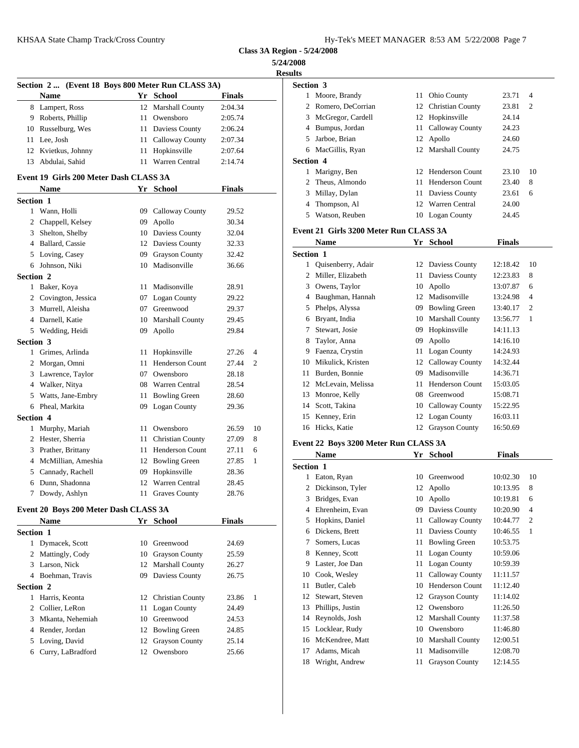**Class 3A Region - 5/24/2008**

**5/24/2008**

**Results**

### Section 2 ... (Event 18 Boys 800 Meter Run CLASS 3A)

| | Name | Yr | School | Finals | |
|---|---|---|---|---|---|
| 8 | Lampert, Ross | 12 | Marshall County | 2:04.34 | |
| 9 | Roberts, Phillip | 11 | Owensboro | 2:05.74 | |
| 10 | Russelburg, Wes | 11 | Daviess County | 2:06.24 | |
| 11 | Lee, Josh | 11 | Calloway County | 2:07.34 | |
| 12 | Kvietkus, Johnny | 11 | Hopkinsville | 2:07.64 | |
| 13 | Abdulai, Sahid | 11 | Warren Central | 2:14.74 | |

### Event 19 Girls 200 Meter Dash CLASS 3A

| | Name | Yr | School | Finals | |
|---|---|---|---|---|---|
| **Section 1** | | | | | |
| 1 | Wann, Holli | 09 | Calloway County | 29.52 | |
| 2 | Chappell, Kelsey | 09 | Apollo | 30.34 | |
| 3 | Shelton, Shelby | 10 | Daviess County | 32.04 | |
| 4 | Ballard, Cassie | 12 | Daviess County | 32.33 | |
| 5 | Loving, Casey | 09 | Grayson County | 32.42 | |
| 6 | Johnson, Niki | 10 | Madisonville | 36.66 | |
| **Section 2** | | | | | |
| 1 | Baker, Koya | 11 | Madisonville | 28.91 | |
| 2 | Covington, Jessica | 07 | Logan County | 29.22 | |
| 3 | Murrell, Aleisha | 07 | Greenwood | 29.37 | |
| 4 | Darnell, Katie | 10 | Marshall County | 29.45 | |
| 5 | Wedding, Heidi | 09 | Apollo | 29.84 | |
| **Section 3** | | | | | |
| 1 | Grimes, Arlinda | 11 | Hopkinsville | 27.26 | 4 |
| 2 | Morgan, Omni | 11 | Henderson Count | 27.44 | 2 |
| 3 | Lawrence, Taylor | 07 | Owensboro | 28.18 | |
| 4 | Walker, Nitya | 08 | Warren Central | 28.54 | |
| 5 | Watts, Jane-Embry | 11 | Bowling Green | 28.60 | |
| 6 | Pheal, Markita | 09 | Logan County | 29.36 | |
| **Section 4** | | | | | |
| 1 | Murphy, Mariah | 11 | Owensboro | 26.59 | 10 |
| 2 | Hester, Sherria | 11 | Christian County | 27.09 | 8 |
| 3 | Prather, Brittany | 11 | Henderson Count | 27.11 | 6 |
| 4 | McMillian, Ameshia | 12 | Bowling Green | 27.85 | 1 |
| 5 | Cannady, Rachell | 09 | Hopkinsville | 28.36 | |
| 6 | Dunn, Shadonna | 12 | Warren Central | 28.45 | |
| 7 | Dowdy, Ashlyn | 11 | Graves County | 28.76 | |

### Event 20 Boys 200 Meter Dash CLASS 3A

| | Name | Yr | School | Finals | |
|---|---|---|---|---|---|
| **Section 1** | | | | | |
| 1 | Dymacek, Scott | 10 | Greenwood | 24.69 | |
| 2 | Mattingly, Cody | 10 | Grayson County | 25.59 | |
| 3 | Larson, Nick | 12 | Marshall County | 26.27 | |
| 4 | Boehman, Travis | 09 | Daviess County | 26.75 | |
| **Section 2** | | | | | |
| 1 | Harris, Keonta | 12 | Christian County | 23.86 | 1 |
| 2 | Collier, LeRon | 11 | Logan County | 24.49 | |
| 3 | Mkanta, Nehemiah | 10 | Greenwood | 24.53 | |
| 4 | Render, Jordan | 12 | Bowling Green | 24.85 | |
| 5 | Loving, David | 12 | Grayson County | 25.14 | |
| 6 | Curry, LaBradford | 12 | Owensboro | 25.66 | |
| **Section 3** | | | | | |
| 1 | Moore, Brandy | 11 | Ohio County | 23.71 | 4 |
| 2 | Romero, DeCorrian | 12 | Christian County | 23.81 | 2 |
| 3 | McGregor, Cardell | 12 | Hopkinsville | 24.14 | |
| 4 | Bumpus, Jordan | 11 | Calloway County | 24.23 | |
| 5 | Jarboe, Brian | 12 | Apollo | 24.60 | |
| 6 | MacGillis, Ryan | 12 | Marshall County | 24.75 | |
| **Section 4** | | | | | |
| 1 | Marigny, Ben | 12 | Henderson Count | 23.10 | 10 |
| 2 | Theus, Almondo | 11 | Henderson Count | 23.40 | 8 |
| 3 | Millay, Dylan | 11 | Daviess County | 23.61 | 6 |
| 4 | Thompson, Al | 12 | Warren Central | 24.00 | |
| 5 | Watson, Reuben | 10 | Logan County | 24.45 | |

### Event 21 Girls 3200 Meter Run CLASS 3A

| | Name | Yr | School | Finals | |
|---|---|---|---|---|---|
| **Section 1** | | | | | |
| 1 | Quisenberry, Adair | 12 | Daviess County | 12:18.42 | 10 |
| 2 | Miller, Elizabeth | 11 | Daviess County | 12:23.83 | 8 |
| 3 | Owens, Taylor | 10 | Apollo | 13:07.87 | 6 |
| 4 | Baughman, Hannah | 12 | Madisonville | 13:24.98 | 4 |
| 5 | Phelps, Alyssa | 09 | Bowling Green | 13:40.17 | 2 |
| 6 | Bryant, India | 10 | Marshall County | 13:56.77 | 1 |
| 7 | Stewart, Josie | 09 | Hopkinsville | 14:11.13 | |
| 8 | Taylor, Anna | 09 | Apollo | 14:16.10 | |
| 9 | Faenza, Crystin | 11 | Logan County | 14:24.93 | |
| 10 | Mikulick, Kristen | 12 | Calloway County | 14:32.44 | |
| 11 | Burden, Bonnie | 09 | Madisonville | 14:36.71 | |
| 12 | McLevain, Melissa | 11 | Henderson Count | 15:03.05 | |
| 13 | Monroe, Kelly | 08 | Greenwood | 15:08.71 | |
| 14 | Scott, Takina | 10 | Calloway County | 15:22.95 | |
| 15 | Kenney, Erin | 12 | Logan County | 16:03.11 | |
| 16 | Hicks, Katie | 12 | Grayson County | 16:50.69 | |

### Event 22 Boys 3200 Meter Run CLASS 3A

| | Name | Yr | School | Finals | |
|---|---|---|---|---|---|
| **Section 1** | | | | | |
| 1 | Eaton, Ryan | 10 | Greenwood | 10:02.30 | 10 |
| 2 | Dickinson, Tyler | 12 | Apollo | 10:13.95 | 8 |
| 3 | Bridges, Evan | 10 | Apollo | 10:19.81 | 6 |
| 4 | Ehrenheim, Evan | 09 | Daviess County | 10:20.90 | 4 |
| 5 | Hopkins, Daniel | 11 | Calloway County | 10:44.77 | 2 |
| 6 | Dickens, Brett | 11 | Daviess County | 10:46.55 | 1 |
| 7 | Somers, Lucas | 11 | Bowling Green | 10:53.75 | |
| 8 | Kenney, Scott | 11 | Logan County | 10:59.06 | |
| 9 | Laster, Joe Dan | 11 | Logan County | 10:59.39 | |
| 10 | Cook, Wesley | 11 | Calloway County | 11:11.57 | |
| 11 | Butler, Caleb | 10 | Henderson Count | 11:12.40 | |
| 12 | Stewart, Steven | 12 | Grayson County | 11:14.02 | |
| 13 | Phillips, Justin | 12 | Owensboro | 11:26.50 | |
| 14 | Reynolds, Josh | 12 | Marshall County | 11:37.58 | |
| 15 | Locklear, Rudy | 10 | Owensboro | 11:46.80 | |
| 16 | McKendree, Matt | 10 | Marshall County | 12:00.51 | |
| 17 | Adams, Micah | 11 | Madisonville | 12:08.70 | |
| 18 | Wright, Andrew | 11 | Grayson County | 12:14.55 | |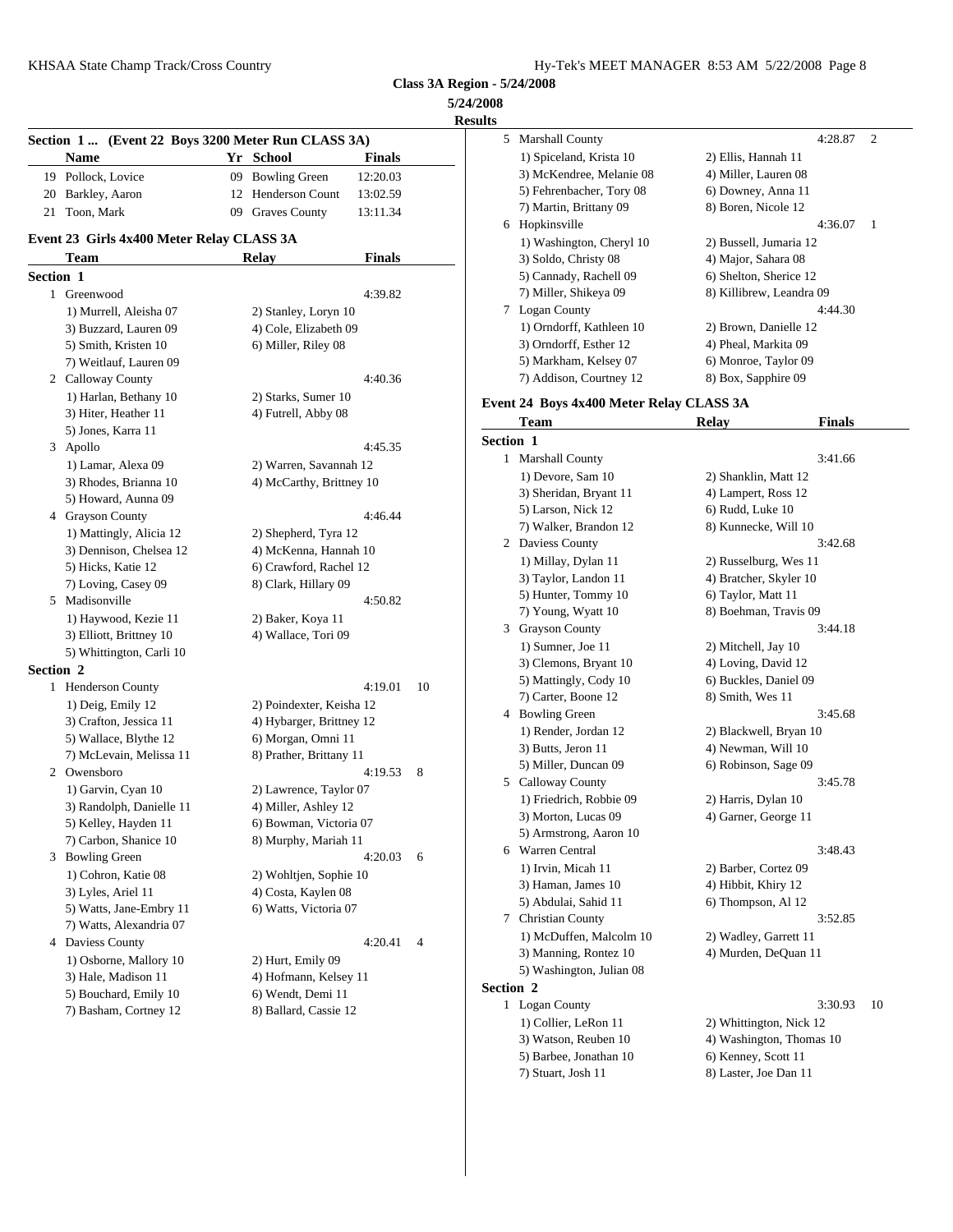**Class 3A Region - 5/24/2008**

**5/24/2008**

**Results**

### Section 1 ... (Event 22 Boys 3200 Meter Run CLASS 3A)

| | Name | Yr | School | Finals |
|---|---|---|---|---|
| 19 | Pollock, Lovice | 09 | Bowling Green | 12:20.03 |
| 20 | Barkley, Aaron | 12 | Henderson Count | 13:02.59 |
| 21 | Toon, Mark | 09 | Graves County | 13:11.34 |

### Event 23 Girls 4x400 Meter Relay CLASS 3A

| | Team | Relay | Finals | Points |
|---|---|---|---|---|
| **Section 1** | | | | |
| 1 | Greenwood | | 4:39.82 | |
| | 1) Murrell, Aleisha 07 | 2) Stanley, Loryn 10 | | |
| | 3) Buzzard, Lauren 09 | 4) Cole, Elizabeth 09 | | |
| | 5) Smith, Kristen 10 | 6) Miller, Riley 08 | | |
| | 7) Weitlauf, Lauren 09 | | | |
| 2 | Calloway County | | 4:40.36 | |
| | 1) Harlan, Bethany 10 | 2) Starks, Sumer 10 | | |
| | 3) Hiter, Heather 11 | 4) Futrell, Abby 08 | | |
| | 5) Jones, Karra 11 | | | |
| 3 | Apollo | | 4:45.35 | |
| | 1) Lamar, Alexa 09 | 2) Warren, Savannah 12 | | |
| | 3) Rhodes, Brianna 10 | 4) McCarthy, Brittney 10 | | |
| | 5) Howard, Aunna 09 | | | |
| 4 | Grayson County | | 4:46.44 | |
| | 1) Mattingly, Alicia 12 | 2) Shepherd, Tyra 12 | | |
| | 3) Dennison, Chelsea 12 | 4) McKenna, Hannah 10 | | |
| | 5) Hicks, Katie 12 | 6) Crawford, Rachel 12 | | |
| | 7) Loving, Casey 09 | 8) Clark, Hillary 09 | | |
| 5 | Madisonville | | 4:50.82 | |
| | 1) Haywood, Kezie 11 | 2) Baker, Koya 11 | | |
| | 3) Elliott, Brittney 10 | 4) Wallace, Tori 09 | | |
| | 5) Whittington, Carli 10 | | | |
| **Section 2** | | | | |
| 1 | Henderson County | | 4:19.01 | 10 |
| | 1) Deig, Emily 12 | 2) Poindexter, Keisha 12 | | |
| | 3) Crafton, Jessica 11 | 4) Hybarger, Brittney 12 | | |
| | 5) Wallace, Blythe 12 | 6) Morgan, Omni 11 | | |
| | 7) McLevain, Melissa 11 | 8) Prather, Brittany 11 | | |
| 2 | Owensboro | | 4:19.53 | 8 |
| | 1) Garvin, Cyan 10 | 2) Lawrence, Taylor 07 | | |
| | 3) Randolph, Danielle 11 | 4) Miller, Ashley 12 | | |
| | 5) Kelley, Hayden 11 | 6) Bowman, Victoria 07 | | |
| | 7) Carbon, Shanice 10 | 8) Murphy, Mariah 11 | | |
| 3 | Bowling Green | | 4:20.03 | 6 |
| | 1) Cohron, Katie 08 | 2) Wohltjen, Sophie 10 | | |
| | 3) Lyles, Ariel 11 | 4) Costa, Kaylen 08 | | |
| | 5) Watts, Jane-Embry 11 | 6) Watts, Victoria 07 | | |
| | 7) Watts, Alexandria 07 | | | |
| 4 | Daviess County | | 4:20.41 | 4 |
| | 1) Osborne, Mallory 10 | 2) Hurt, Emily 09 | | |
| | 3) Hale, Madison 11 | 4) Hofmann, Kelsey 11 | | |
| | 5) Bouchard, Emily 10 | 6) Wendt, Demi 11 | | |
| | 7) Basham, Cortney 12 | 8) Ballard, Cassie 12 | | |
| 5 | Marshall County | | 4:28.87 | 2 |
| | 1) Spiceland, Krista 10 | 2) Ellis, Hannah 11 | | |
| | 3) McKendree, Melanie 08 | 4) Miller, Lauren 08 | | |
| | 5) Fehrenbacher, Tory 08 | 6) Downey, Anna 11 | | |
| | 7) Martin, Brittany 09 | 8) Boren, Nicole 12 | | |
| 6 | Hopkinsville | | 4:36.07 | 1 |
| | 1) Washington, Cheryl 10 | 2) Bussell, Jumaria 12 | | |
| | 3) Soldo, Christy 08 | 4) Major, Sahara 08 | | |
| | 5) Cannady, Rachell 09 | 6) Shelton, Sherice 12 | | |
| | 7) Miller, Shikeya 09 | 8) Killibrew, Leandra 09 | | |
| 7 | Logan County | | 4:44.30 | |
| | 1) Orndorff, Kathleen 10 | 2) Brown, Danielle 12 | | |
| | 3) Orndorff, Esther 12 | 4) Pheal, Markita 09 | | |
| | 5) Markham, Kelsey 07 | 6) Monroe, Taylor 09 | | |
| | 7) Addison, Courtney 12 | 8) Box, Sapphire 09 | | |

### Event 24 Boys 4x400 Meter Relay CLASS 3A

| | Team | Relay | Finals | Points |
|---|---|---|---|---|
| **Section 1** | | | | |
| 1 | Marshall County | | 3:41.66 | |
| | 1) Devore, Sam 10 | 2) Shanklin, Matt 12 | | |
| | 3) Sheridan, Bryant 11 | 4) Lampert, Ross 12 | | |
| | 5) Larson, Nick 12 | 6) Rudd, Luke 10 | | |
| | 7) Walker, Brandon 12 | 8) Kunnecke, Will 10 | | |
| 2 | Daviess County | | 3:42.68 | |
| | 1) Millay, Dylan 11 | 2) Russelburg, Wes 11 | | |
| | 3) Taylor, Landon 11 | 4) Bratcher, Skyler 10 | | |
| | 5) Hunter, Tommy 10 | 6) Taylor, Matt 11 | | |
| | 7) Young, Wyatt 10 | 8) Boehman, Travis 09 | | |
| 3 | Grayson County | | 3:44.18 | |
| | 1) Sumner, Joe 11 | 2) Mitchell, Jay 10 | | |
| | 3) Clemons, Bryant 10 | 4) Loving, David 12 | | |
| | 5) Mattingly, Cody 10 | 6) Buckles, Daniel 09 | | |
| | 7) Carter, Boone 12 | 8) Smith, Wes 11 | | |
| 4 | Bowling Green | | 3:45.68 | |
| | 1) Render, Jordan 12 | 2) Blackwell, Bryan 10 | | |
| | 3) Butts, Jeron 11 | 4) Newman, Will 10 | | |
| | 5) Miller, Duncan 09 | 6) Robinson, Sage 09 | | |
| 5 | Calloway County | | 3:45.78 | |
| | 1) Friedrich, Robbie 09 | 2) Harris, Dylan 10 | | |
| | 3) Morton, Lucas 09 | 4) Garner, George 11 | | |
| | 5) Armstrong, Aaron 10 | | | |
| 6 | Warren Central | | 3:48.43 | |
| | 1) Irvin, Micah 11 | 2) Barber, Cortez 09 | | |
| | 3) Haman, James 10 | 4) Hibbit, Khiry 12 | | |
| | 5) Abdulai, Sahid 11 | 6) Thompson, Al 12 | | |
| 7 | Christian County | | 3:52.85 | |
| | 1) McDuffen, Malcolm 10 | 2) Wadley, Garrett 11 | | |
| | 3) Manning, Rontez 10 | 4) Murden, DeQuan 11 | | |
| | 5) Washington, Julian 08 | | | |
| **Section 2** | | | | |
| 1 | Logan County | | 3:30.93 | 10 |
| | 1) Collier, LeRon 11 | 2) Whittington, Nick 12 | | |
| | 3) Watson, Reuben 10 | 4) Washington, Thomas 10 | | |
| | 5) Barbee, Jonathan 10 | 6) Kenney, Scott 11 | | |
| | 7) Stuart, Josh 11 | 8) Laster, Joe Dan 11 | | |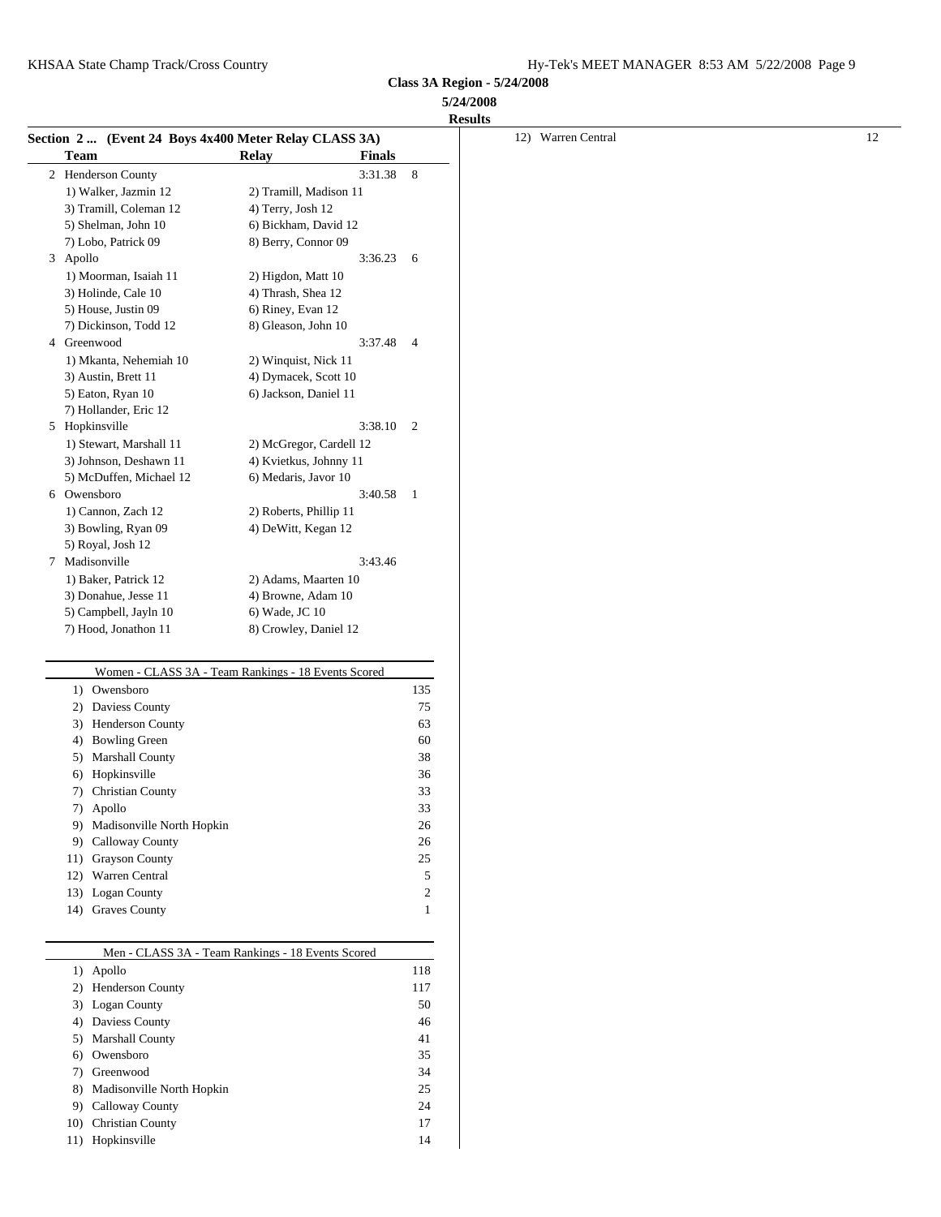**Class 3A Region - 5/24/2008**

**5/24/2008**

**Results**

### Section 2 ... (Event 24 Boys 4x400 Meter Relay CLASS 3A)

| | Team | Relay | Finals | |
|---|---|---|---|---|
| 2 | Henderson County | | 3:31.38 | 8 |
| | 1) Walker, Jazmin 12 | 2) Tramill, Madison 11 | | |
| | 3) Tramill, Coleman 12 | 4) Terry, Josh 12 | | |
| | 5) Shelman, John 10 | 6) Bickham, David 12 | | |
| | 7) Lobo, Patrick 09 | 8) Berry, Connor 09 | | |
| 3 | Apollo | | 3:36.23 | 6 |
| | 1) Moorman, Isaiah 11 | 2) Higdon, Matt 10 | | |
| | 3) Holinde, Cale 10 | 4) Thrash, Shea 12 | | |
| | 5) House, Justin 09 | 6) Riney, Evan 12 | | |
| | 7) Dickinson, Todd 12 | 8) Gleason, John 10 | | |
| 4 | Greenwood | | 3:37.48 | 4 |
| | 1) Mkanta, Nehemiah 10 | 2) Winquist, Nick 11 | | |
| | 3) Austin, Brett 11 | 4) Dymacek, Scott 10 | | |
| | 5) Eaton, Ryan 10 | 6) Jackson, Daniel 11 | | |
| | 7) Hollander, Eric 12 | | | |
| 5 | Hopkinsville | | 3:38.10 | 2 |
| | 1) Stewart, Marshall 11 | 2) McGregor, Cardell 12 | | |
| | 3) Johnson, Deshawn 11 | 4) Kvietkus, Johnny 11 | | |
| | 5) McDuffen, Michael 12 | 6) Medaris, Javor 10 | | |
| 6 | Owensboro | | 3:40.58 | 1 |
| | 1) Cannon, Zach 12 | 2) Roberts, Phillip 11 | | |
| | 3) Bowling, Ryan 09 | 4) DeWitt, Kegan 12 | | |
| | 5) Royal, Josh 12 | | | |
| 7 | Madisonville | | 3:43.46 | |
| | 1) Baker, Patrick 12 | 2) Adams, Maarten 10 | | |
| | 3) Donahue, Jesse 11 | 4) Browne, Adam 10 | | |
| | 5) Campbell, Jayln 10 | 6) Wade, JC 10 | | |
| | 7) Hood, Jonathon 11 | 8) Crowley, Daniel 12 | | |

### Women - CLASS 3A - Team Rankings - 18 Events Scored

| Rank | Team | Points |
|---|---|---|
| 1) | Owensboro | 135 |
| 2) | Daviess County | 75 |
| 3) | Henderson County | 63 |
| 4) | Bowling Green | 60 |
| 5) | Marshall County | 38 |
| 6) | Hopkinsville | 36 |
| 7) | Christian County | 33 |
| 7) | Apollo | 33 |
| 9) | Madisonville North Hopkin | 26 |
| 9) | Calloway County | 26 |
| 11) | Grayson County | 25 |
| 12) | Warren Central | 5 |
| 13) | Logan County | 2 |
| 14) | Graves County | 1 |

### Men - CLASS 3A - Team Rankings - 18 Events Scored

| Rank | Team | Points |
|---|---|---|
| 1) | Apollo | 118 |
| 2) | Henderson County | 117 |
| 3) | Logan County | 50 |
| 4) | Daviess County | 46 |
| 5) | Marshall County | 41 |
| 6) | Owensboro | 35 |
| 7) | Greenwood | 34 |
| 8) | Madisonville North Hopkin | 25 |
| 9) | Calloway County | 24 |
| 10) | Christian County | 17 |
| 11) | Hopkinsville | 14 |
| 12) | Warren Central | 12 |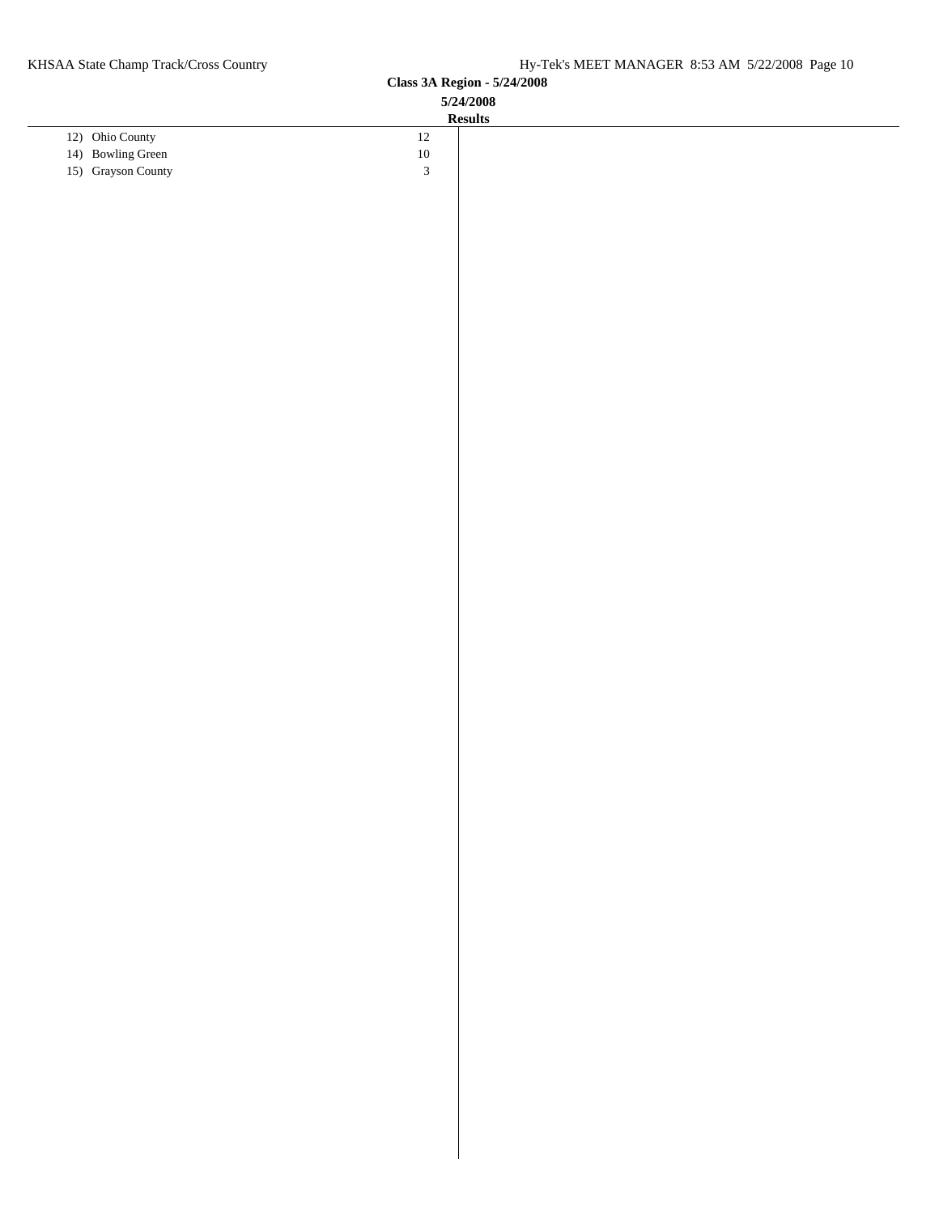12) Ohio County 12
14) Bowling Green 10
15) Grayson County 3